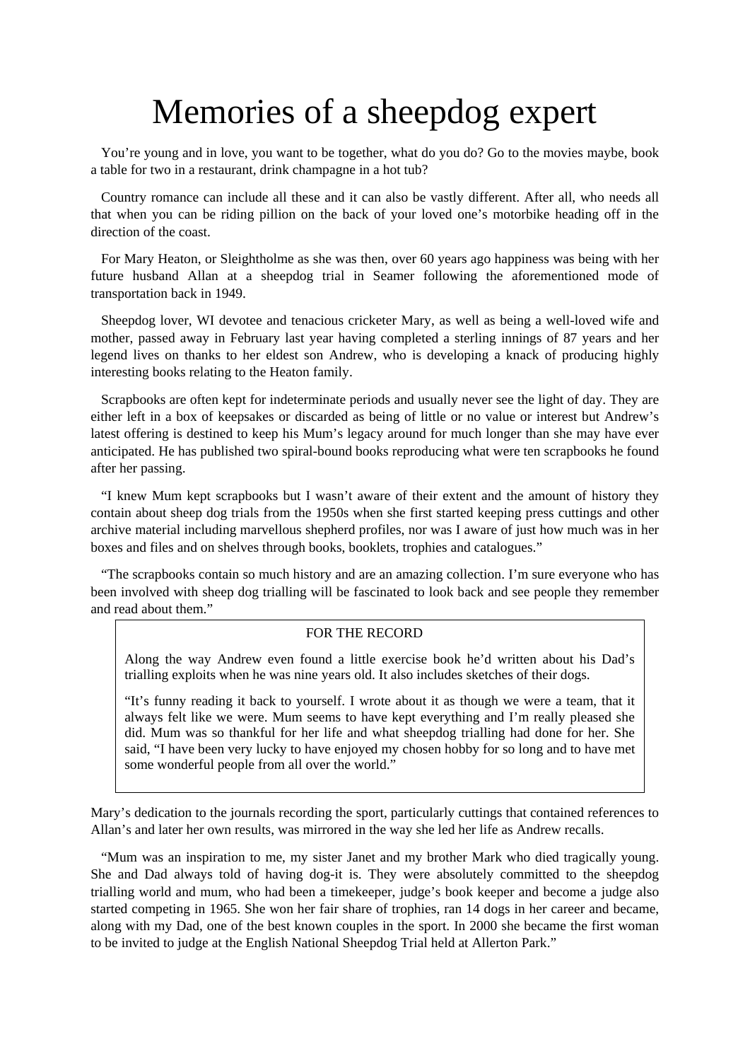# Memories of a sheepdog expert

You're young and in love, you want to be together, what do you do? Go to the movies maybe, book a table for two in a restaurant, drink champagne in a hot tub?

Country romance can include all these and it can also be vastly different. After all, who needs all that when you can be riding pillion on the back of your loved one's motorbike heading off in the direction of the coast.

For Mary Heaton, or Sleightholme as she was then, over 60 years ago happiness was being with her future husband Allan at a sheepdog trial in Seamer following the aforementioned mode of transportation back in 1949.

Sheepdog lover, WI devotee and tenacious cricketer Mary, as well as being a well-loved wife and mother, passed away in February last year having completed a sterling innings of 87 years and her legend lives on thanks to her eldest son Andrew, who is developing a knack of producing highly interesting books relating to the Heaton family.

Scrapbooks are often kept for indeterminate periods and usually never see the light of day. They are either left in a box of keepsakes or discarded as being of little or no value or interest but Andrew's latest offering is destined to keep his Mum's legacy around for much longer than she may have ever anticipated. He has published two spiral-bound books reproducing what were ten scrapbooks he found after her passing.

"I knew Mum kept scrapbooks but I wasn't aware of their extent and the amount of history they contain about sheep dog trials from the 1950s when she first started keeping press cuttings and other archive material including marvellous shepherd profiles, nor was I aware of just how much was in her boxes and files and on shelves through books, booklets, trophies and catalogues."

"The scrapbooks contain so much history and are an amazing collection. I'm sure everyone who has been involved with sheep dog trialling will be fascinated to look back and see people they remember and read about them."

> FOR THE RECORD
>
> Along the way Andrew even found a little exercise book he'd written about his Dad's trialling exploits when he was nine years old. It also includes sketches of their dogs.
>
> "It's funny reading it back to yourself. I wrote about it as though we were a team, that it always felt like we were. Mum seems to have kept everything and I'm really pleased she did. Mum was so thankful for her life and what sheepdog trialling had done for her. She said, "I have been very lucky to have enjoyed my chosen hobby for so long and to have met some wonderful people from all over the world."

Mary's dedication to the journals recording the sport, particularly cuttings that contained references to Allan's and later her own results, was mirrored in the way she led her life as Andrew recalls.

"Mum was an inspiration to me, my sister Janet and my brother Mark who died tragically young. She and Dad always told of having dog-it is. They were absolutely committed to the sheepdog trialling world and mum, who had been a timekeeper, judge's book keeper and become a judge also started competing in 1965. She won her fair share of trophies, ran 14 dogs in her career and became, along with my Dad, one of the best known couples in the sport. In 2000 she became the first woman to be invited to judge at the English National Sheepdog Trial held at Allerton Park."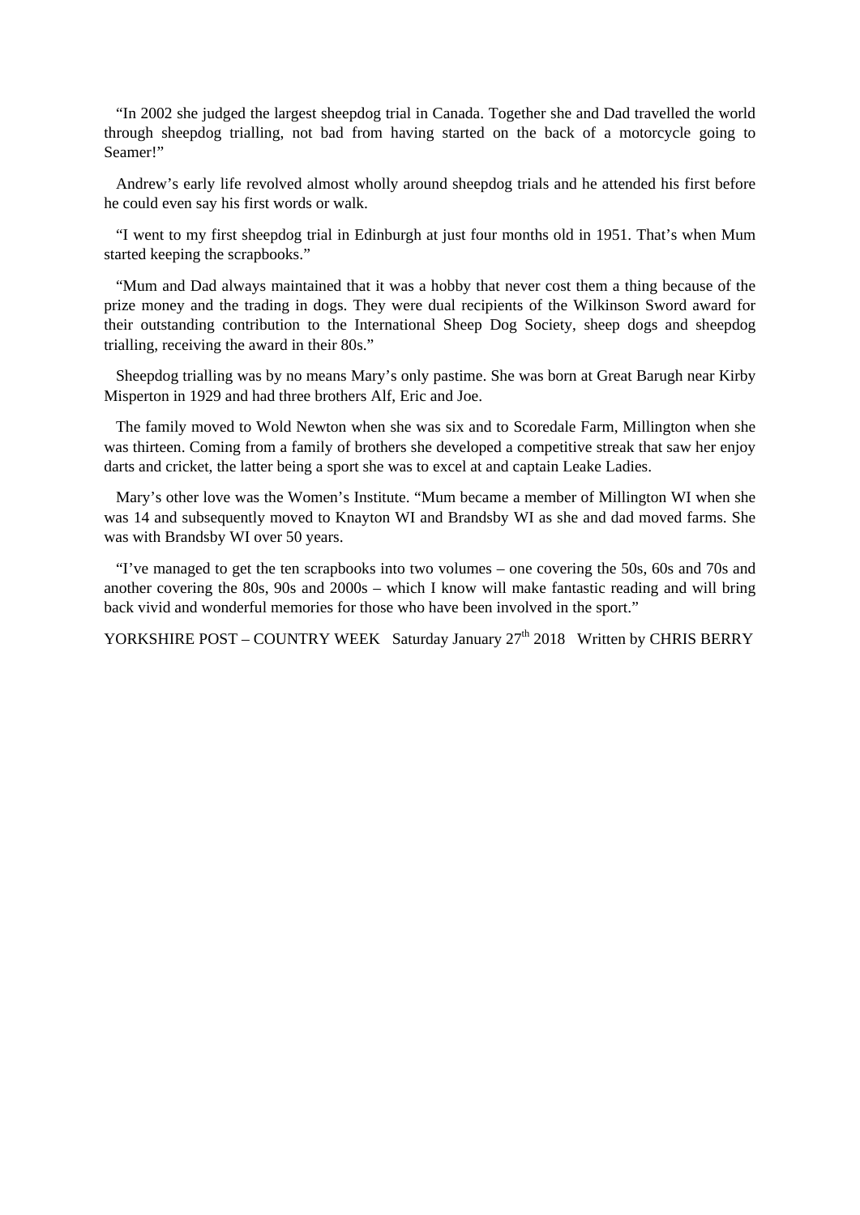"In 2002 she judged the largest sheepdog trial in Canada. Together she and Dad travelled the world through sheepdog trialling, not bad from having started on the back of a motorcycle going to Seamer!"

Andrew's early life revolved almost wholly around sheepdog trials and he attended his first before he could even say his first words or walk.

"I went to my first sheepdog trial in Edinburgh at just four months old in 1951. That's when Mum started keeping the scrapbooks."

"Mum and Dad always maintained that it was a hobby that never cost them a thing because of the prize money and the trading in dogs. They were dual recipients of the Wilkinson Sword award for their outstanding contribution to the International Sheep Dog Society, sheep dogs and sheepdog trialling, receiving the award in their 80s."

Sheepdog trialling was by no means Mary's only pastime. She was born at Great Barugh near Kirby Misperton in 1929 and had three brothers Alf, Eric and Joe.

The family moved to Wold Newton when she was six and to Scoredale Farm, Millington when she was thirteen. Coming from a family of brothers she developed a competitive streak that saw her enjoy darts and cricket, the latter being a sport she was to excel at and captain Leake Ladies.

Mary's other love was the Women's Institute. "Mum became a member of Millington WI when she was 14 and subsequently moved to Knayton WI and Brandsby WI as she and dad moved farms. She was with Brandsby WI over 50 years.

"I've managed to get the ten scrapbooks into two volumes – one covering the 50s, 60s and 70s and another covering the 80s, 90s and 2000s – which I know will make fantastic reading and will bring back vivid and wonderful memories for those who have been involved in the sport."

YORKSHIRE POST – COUNTRY WEEK   Saturday January 27th 2018   Written by CHRIS BERRY